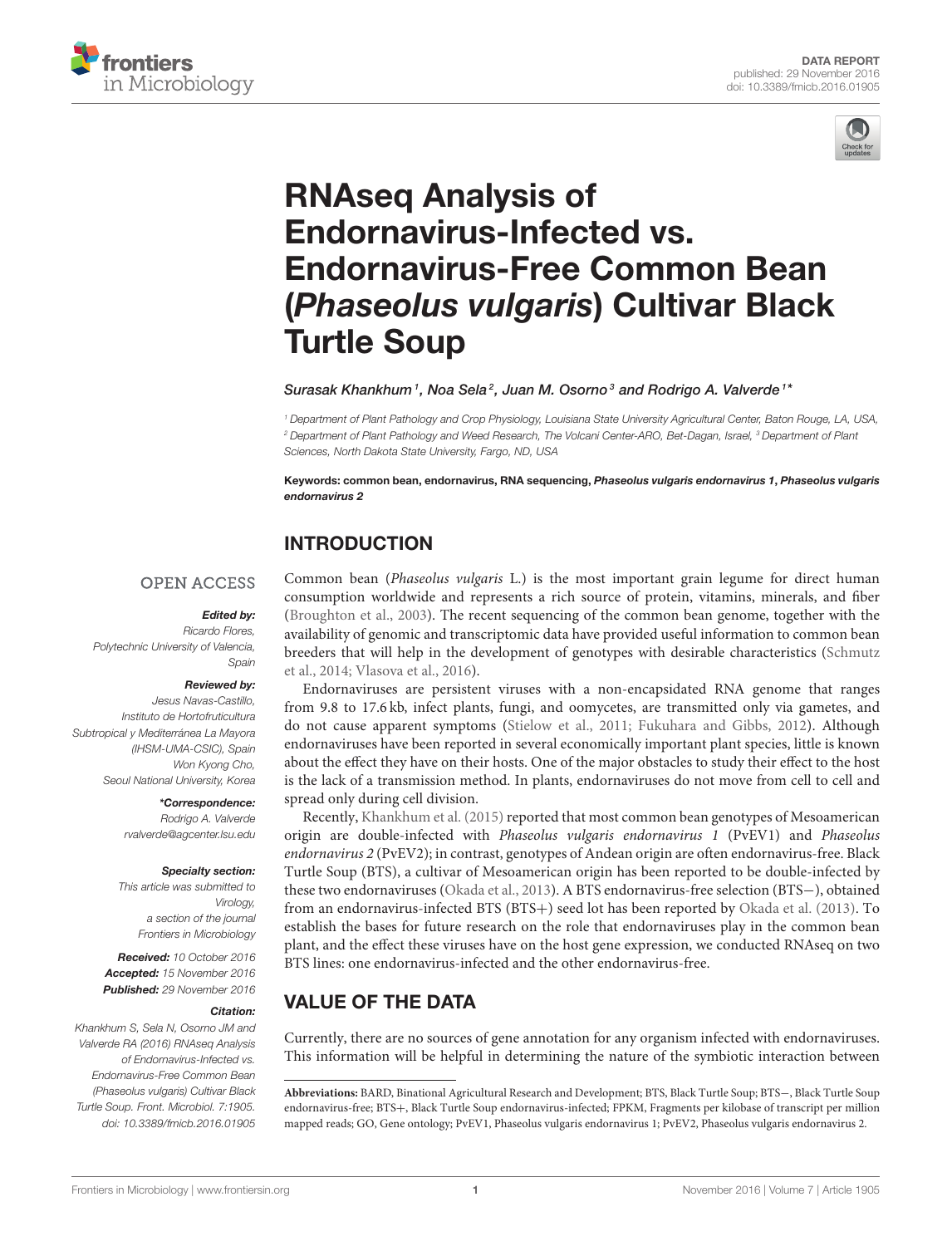DATA REPORT
published: 29 November 2016
doi: 10.3389/fmicb.2016.01905

# RNAseq Analysis of Endornavirus-Infected vs. Endornavirus-Free Common Bean (*Phaseolus vulgaris*) Cultivar Black Turtle Soup

Surasak Khankhum[1], Noa Sela[2], Juan M. Osorno[3] and Rodrigo A. Valverde[1]*

[1] Department of Plant Pathology and Crop Physiology, Louisiana State University Agricultural Center, Baton Rouge, LA, USA, [2] Department of Plant Pathology and Weed Research, The Volcani Center-ARO, Bet-Dagan, Israel, [3] Department of Plant Sciences, North Dakota State University, Fargo, ND, USA

**Keywords:** common bean, endornavirus, RNA sequencing, ***Phaseolus vulgaris endornavirus 1***, ***Phaseolus vulgaris endornavirus 2***

OPEN ACCESS

**Edited by:**
*Ricardo Flores, Polytechnic University of Valencia, Spain*

**Reviewed by:**
*Jesus Navas-Castillo, Instituto de Hortofruticultura Subtropical y Mediterránea La Mayora (IHSM-UMA-CSIC), Spain*
*Won Kyong Cho, Seoul National University, Korea*

***Correspondence:**
*Rodrigo A. Valverde*
*rvalverde@agcenter.lsu.edu*

**Specialty section:**
*This article was submitted to Virology, a section of the journal Frontiers in Microbiology*

**Received:** *10 October 2016*
**Accepted:** *15 November 2016*
**Published:** *29 November 2016*

**Citation:**
*Khankhum S, Sela N, Osorno JM and Valverde RA (2016) RNAseq Analysis of Endornavirus-Infected vs. Endornavirus-Free Common Bean (Phaseolus vulgaris) Cultivar Black Turtle Soup. Front. Microbiol. 7:1905. doi: 10.3389/fmicb.2016.01905*

## INTRODUCTION

Common bean (*Phaseolus vulgaris* L.) is the most important grain legume for direct human consumption worldwide and represents a rich source of protein, vitamins, minerals, and fiber (Broughton et al., 2003). The recent sequencing of the common bean genome, together with the availability of genomic and transcriptomic data have provided useful information to common bean breeders that will help in the development of genotypes with desirable characteristics (Schmutz et al., 2014; Vlasova et al., 2016).

Endornaviruses are persistent viruses with a non-encapsidated RNA genome that ranges from 9.8 to 17.6 kb, infect plants, fungi, and oomycetes, are transmitted only via gametes, and do not cause apparent symptoms (Stielow et al., 2011; Fukuhara and Gibbs, 2012). Although endornaviruses have been reported in several economically important plant species, little is known about the effect they have on their hosts. One of the major obstacles to study their effect to the host is the lack of a transmission method. In plants, endornaviruses do not move from cell to cell and spread only during cell division.

Recently, Khankhum et al. (2015) reported that most common bean genotypes of Mesoamerican origin are double-infected with *Phaseolus vulgaris endornavirus 1* (PvEV1) and *Phaseolus endornavirus 2* (PvEV2); in contrast, genotypes of Andean origin are often endornavirus-free. Black Turtle Soup (BTS), a cultivar of Mesoamerican origin has been reported to be double-infected by these two endornaviruses (Okada et al., 2013). A BTS endornavirus-free selection (BTS−), obtained from an endornavirus-infected BTS (BTS+) seed lot has been reported by Okada et al. (2013). To establish the bases for future research on the role that endornaviruses play in the common bean plant, and the effect these viruses have on the host gene expression, we conducted RNAseq on two BTS lines: one endornavirus-infected and the other endornavirus-free.

## VALUE OF THE DATA

Currently, there are no sources of gene annotation for any organism infected with endornaviruses. This information will be helpful in determining the nature of the symbiotic interaction between

**Abbreviations:** BARD, Binational Agricultural Research and Development; BTS, Black Turtle Soup; BTS−, Black Turtle Soup endornavirus-free; BTS+, Black Turtle Soup endornavirus-infected; FPKM, Fragments per kilobase of transcript per million mapped reads; GO, Gene ontology; PvEV1, Phaseolus vulgaris endornavirus 1; PvEV2, Phaseolus vulgaris endornavirus 2.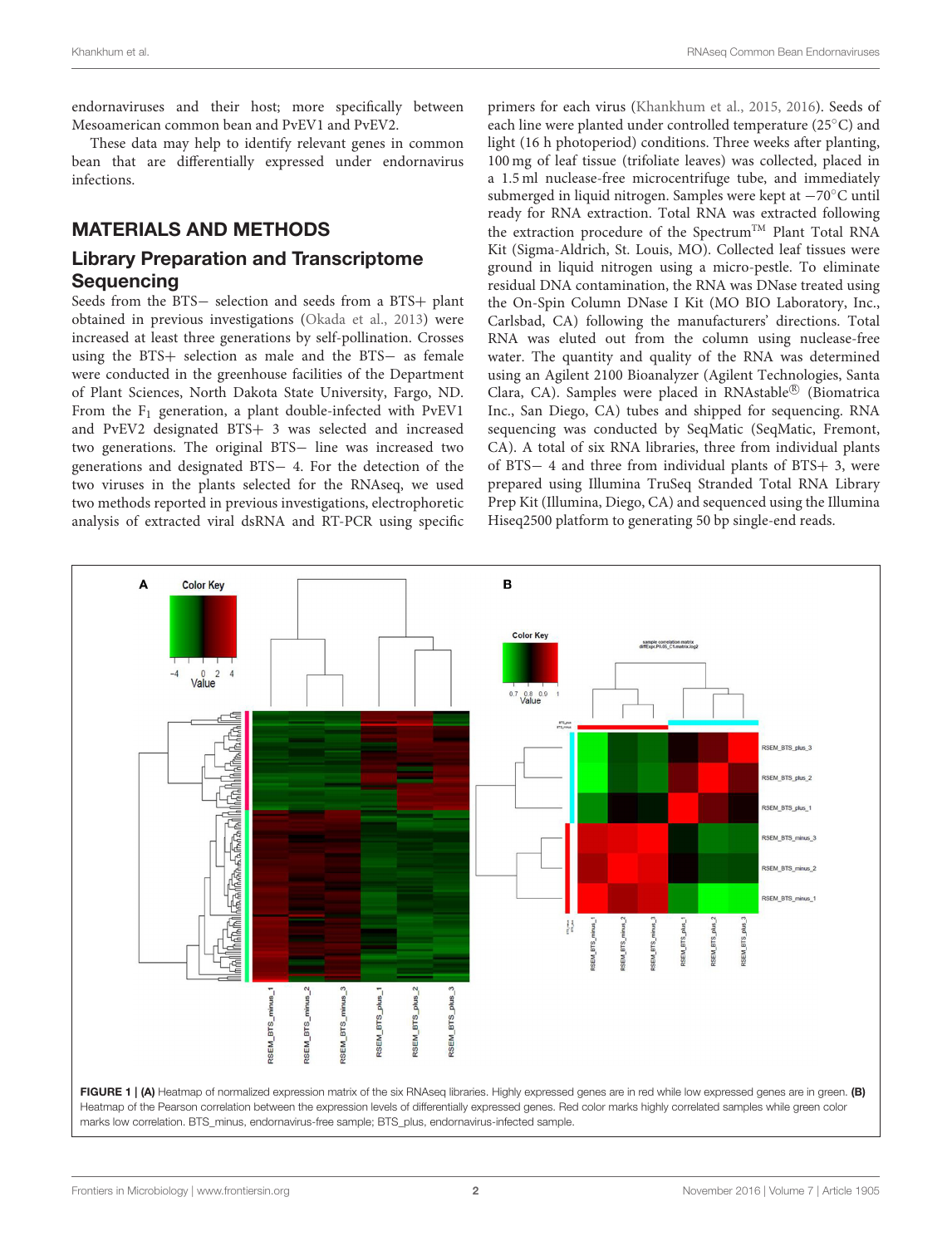endornaviruses and their host; more specifically between Mesoamerican common bean and PvEV1 and PvEV2.

These data may help to identify relevant genes in common bean that are differentially expressed under endornavirus infections.

## MATERIALS AND METHODS

### Library Preparation and Transcriptome Sequencing

Seeds from the BTS− selection and seeds from a BTS+ plant obtained in previous investigations (Okada et al., 2013) were increased at least three generations by self-pollination. Crosses using the BTS+ selection as male and the BTS− as female were conducted in the greenhouse facilities of the Department of Plant Sciences, North Dakota State University, Fargo, ND. From the $F_1$ generation, a plant double-infected with PvEV1 and PvEV2 designated BTS+ 3 was selected and increased two generations. The original BTS− line was increased two generations and designated BTS− 4. For the detection of the two viruses in the plants selected for the RNAseq, we used two methods reported in previous investigations, electrophoretic analysis of extracted viral dsRNA and RT-PCR using specific primers for each virus (Khankhum et al., 2015, 2016). Seeds of each line were planted under controlled temperature (25°C) and light (16 h photoperiod) conditions. Three weeks after planting, 100 mg of leaf tissue (trifoliate leaves) was collected, placed in a 1.5 ml nuclease-free microcentrifuge tube, and immediately submerged in liquid nitrogen. Samples were kept at −70°C until ready for RNA extraction. Total RNA was extracted following the extraction procedure of the Spectrum™ Plant Total RNA Kit (Sigma-Aldrich, St. Louis, MO). Collected leaf tissues were ground in liquid nitrogen using a micro-pestle. To eliminate residual DNA contamination, the RNA was DNase treated using the On-Spin Column DNase I Kit (MO BIO Laboratory, Inc., Carlsbad, CA) following the manufacturers' directions. Total RNA was eluted out from the column using nuclease-free water. The quantity and quality of the RNA was determined using an Agilent 2100 Bioanalyzer (Agilent Technologies, Santa Clara, CA). Samples were placed in RNAstable® (Biomatrica Inc., San Diego, CA) tubes and shipped for sequencing. RNA sequencing was conducted by SeqMatic (SeqMatic, Fremont, CA). A total of six RNA libraries, three from individual plants of BTS− 4 and three from individual plants of BTS+ 3, were prepared using Illumina TruSeq Stranded Total RNA Library Prep Kit (Illumina, Diego, CA) and sequenced using the Illumina Hiseq2500 platform to generating 50 bp single-end reads.

**FIGURE 1 | (A)** Heatmap of normalized expression matrix of the six RNAseq libraries. Highly expressed genes are in red while low expressed genes are in green. **(B)** Heatmap of the Pearson correlation between the expression levels of differentially expressed genes. Red color marks highly correlated samples while green color marks low correlation. BTS_minus, endornavirus-free sample; BTS_plus, endornavirus-infected sample.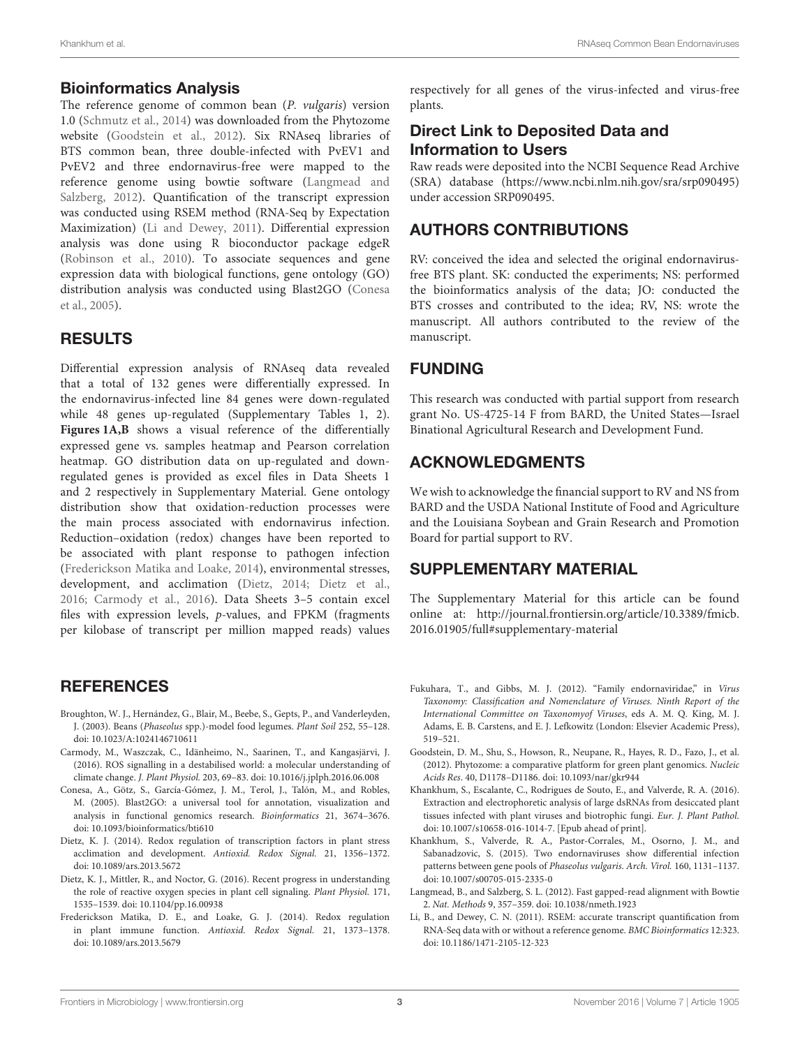## Bioinformatics Analysis

The reference genome of common bean (*P. vulgaris*) version 1.0 (Schmutz et al., 2014) was downloaded from the Phytozome website (Goodstein et al., 2012). Six RNAseq libraries of BTS common bean, three double-infected with PvEV1 and PvEV2 and three endornavirus-free were mapped to the reference genome using bowtie software (Langmead and Salzberg, 2012). Quantification of the transcript expression was conducted using RSEM method (RNA-Seq by Expectation Maximization) (Li and Dewey, 2011). Differential expression analysis was done using R bioconductor package edgeR (Robinson et al., 2010). To associate sequences and gene expression data with biological functions, gene ontology (GO) distribution analysis was conducted using Blast2GO (Conesa et al., 2005).

## RESULTS

Differential expression analysis of RNAseq data revealed that a total of 132 genes were differentially expressed. In the endornavirus-infected line 84 genes were down-regulated while 48 genes up-regulated (Supplementary Tables 1, 2). **Figures 1A,B** shows a visual reference of the differentially expressed gene vs. samples heatmap and Pearson correlation heatmap. GO distribution data on up-regulated and down-regulated genes is provided as excel files in Data Sheets 1 and 2 respectively in Supplementary Material. Gene ontology distribution show that oxidation-reduction processes were the main process associated with endornavirus infection. Reduction–oxidation (redox) changes have been reported to be associated with plant response to pathogen infection (Frederickson Matika and Loake, 2014), environmental stresses, development, and acclimation (Dietz, 2014; Dietz et al., 2016; Carmody et al., 2016). Data Sheets 3–5 contain excel files with expression levels, *p*-values, and FPKM (fragments per kilobase of transcript per million mapped reads) values respectively for all genes of the virus-infected and virus-free plants.

## Direct Link to Deposited Data and Information to Users

Raw reads were deposited into the NCBI Sequence Read Archive (SRA) database (https://www.ncbi.nlm.nih.gov/sra/srp090495) under accession SRP090495.

## AUTHORS CONTRIBUTIONS

RV: conceived the idea and selected the original endornavirus-free BTS plant. SK: conducted the experiments; NS: performed the bioinformatics analysis of the data; JO: conducted the BTS crosses and contributed to the idea; RV, NS: wrote the manuscript. All authors contributed to the review of the manuscript.

## FUNDING

This research was conducted with partial support from research grant No. US-4725-14 F from BARD, the United States—Israel Binational Agricultural Research and Development Fund.

## ACKNOWLEDGMENTS

We wish to acknowledge the financial support to RV and NS from BARD and the USDA National Institute of Food and Agriculture and the Louisiana Soybean and Grain Research and Promotion Board for partial support to RV.

## SUPPLEMENTARY MATERIAL

The Supplementary Material for this article can be found online at: http://journal.frontiersin.org/article/10.3389/fmicb.2016.01905/full#supplementary-material

## REFERENCES

Broughton, W. J., Hernández, G., Blair, M., Beebe, S., Gepts, P., and Vanderleyden, J. (2003). Beans (*Phaseolus* spp.)-model food legumes. *Plant Soil* 252, 55–128. doi: 10.1023/A:1024146710611

Carmody, M., Waszczak, C., Idänheimo, N., Saarinen, T., and Kangasjärvi, J. (2016). ROS signalling in a destabilised world: a molecular understanding of climate change. *J. Plant Physiol.* 203, 69–83. doi: 10.1016/j.jplph.2016.06.008

Conesa, A., Götz, S., García-Gómez, J. M., Terol, J., Talón, M., and Robles, M. (2005). Blast2GO: a universal tool for annotation, visualization and analysis in functional genomics research. *Bioinformatics* 21, 3674–3676. doi: 10.1093/bioinformatics/bti610

Dietz, K. J. (2014). Redox regulation of transcription factors in plant stress acclimation and development. *Antioxid. Redox Signal.* 21, 1356–1372. doi: 10.1089/ars.2013.5672

Dietz, K. J., Mittler, R., and Noctor, G. (2016). Recent progress in understanding the role of reactive oxygen species in plant cell signaling. *Plant Physiol.* 171, 1535–1539. doi: 10.1104/pp.16.00938

Frederickson Matika, D. E., and Loake, G. J. (2014). Redox regulation in plant immune function. *Antioxid. Redox Signal.* 21, 1373–1378. doi: 10.1089/ars.2013.5679

Fukuhara, T., and Gibbs, M. J. (2012). "Family endornaviridae," in *Virus Taxonomy: Classification and Nomenclature of Viruses. Ninth Report of the International Committee on Taxonomyof Viruses*, eds A. M. Q. King, M. J. Adams, E. B. Carstens, and E. J. Lefkowitz (London: Elsevier Academic Press), 519–521.

Goodstein, D. M., Shu, S., Howson, R., Neupane, R., Hayes, R. D., Fazo, J., et al. (2012). Phytozome: a comparative platform for green plant genomics. *Nucleic Acids Res.* 40, D1178–D1186. doi: 10.1093/nar/gkr944

Khankhum, S., Escalante, C., Rodrigues de Souto, E., and Valverde, R. A. (2016). Extraction and electrophoretic analysis of large dsRNAs from desiccated plant tissues infected with plant viruses and biotrophic fungi. *Eur. J. Plant Pathol.* doi: 10.1007/s10658-016-1014-7. [Epub ahead of print].

Khankhum, S., Valverde, R. A., Pastor-Corrales, M., Osorno, J. M., and Sabanadzovic, S. (2015). Two endornaviruses show differential infection patterns between gene pools of *Phaseolus vulgaris*. *Arch. Virol.* 160, 1131–1137. doi: 10.1007/s00705-015-2335-0

Langmead, B., and Salzberg, S. L. (2012). Fast gapped-read alignment with Bowtie 2. *Nat. Methods* 9, 357–359. doi: 10.1038/nmeth.1923

Li, B., and Dewey, C. N. (2011). RSEM: accurate transcript quantification from RNA-Seq data with or without a reference genome. *BMC Bioinformatics* 12:323. doi: 10.1186/1471-2105-12-323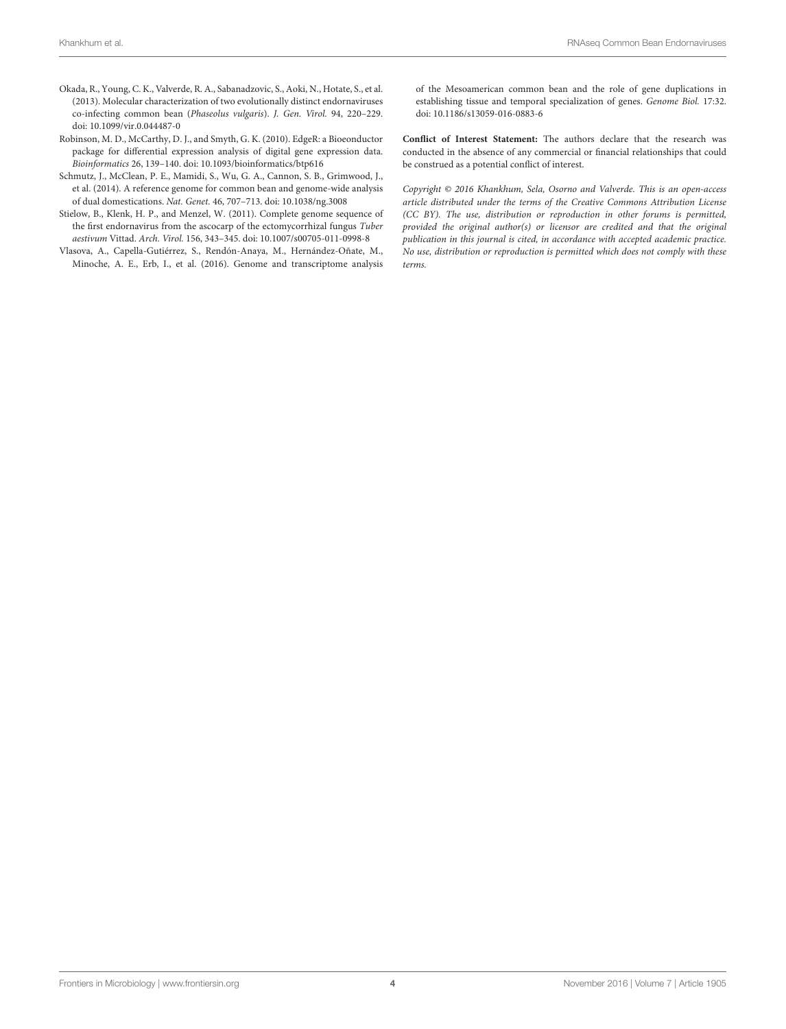Okada, R., Young, C. K., Valverde, R. A., Sabanadzovic, S., Aoki, N., Hotate, S., et al. (2013). Molecular characterization of two evolutionally distinct endornaviruses co-infecting common bean (*Phaseolus vulgaris*). *J. Gen. Virol.* 94, 220–229. doi: 10.1099/vir.0.044487-0

Robinson, M. D., McCarthy, D. J., and Smyth, G. K. (2010). EdgeR: a Bioeonductor package for differential expression analysis of digital gene expression data. *Bioinformatics* 26, 139–140. doi: 10.1093/bioinformatics/btp616

Schmutz, J., McClean, P. E., Mamidi, S., Wu, G. A., Cannon, S. B., Grimwood, J., et al. (2014). A reference genome for common bean and genome-wide analysis of dual domestications. *Nat. Genet.* 46, 707–713. doi: 10.1038/ng.3008

Stielow, B., Klenk, H. P., and Menzel, W. (2011). Complete genome sequence of the first endornavirus from the ascocarp of the ectomycorrhizal fungus *Tuber aestivum* Vittad. *Arch. Virol.* 156, 343–345. doi: 10.1007/s00705-011-0998-8

Vlasova, A., Capella-Gutiérrez, S., Rendón-Anaya, M., Hernández-Oñate, M., Minoche, A. E., Erb, I., et al. (2016). Genome and transcriptome analysis of the Mesoamerican common bean and the role of gene duplications in establishing tissue and temporal specialization of genes. *Genome Biol.* 17:32. doi: 10.1186/s13059-016-0883-6

**Conflict of Interest Statement:** The authors declare that the research was conducted in the absence of any commercial or financial relationships that could be construed as a potential conflict of interest.

*Copyright © 2016 Khankhum, Sela, Osorno and Valverde. This is an open-access article distributed under the terms of the Creative Commons Attribution License (CC BY). The use, distribution or reproduction in other forums is permitted, provided the original author(s) or licensor are credited and that the original publication in this journal is cited, in accordance with accepted academic practice. No use, distribution or reproduction is permitted which does not comply with these terms.*